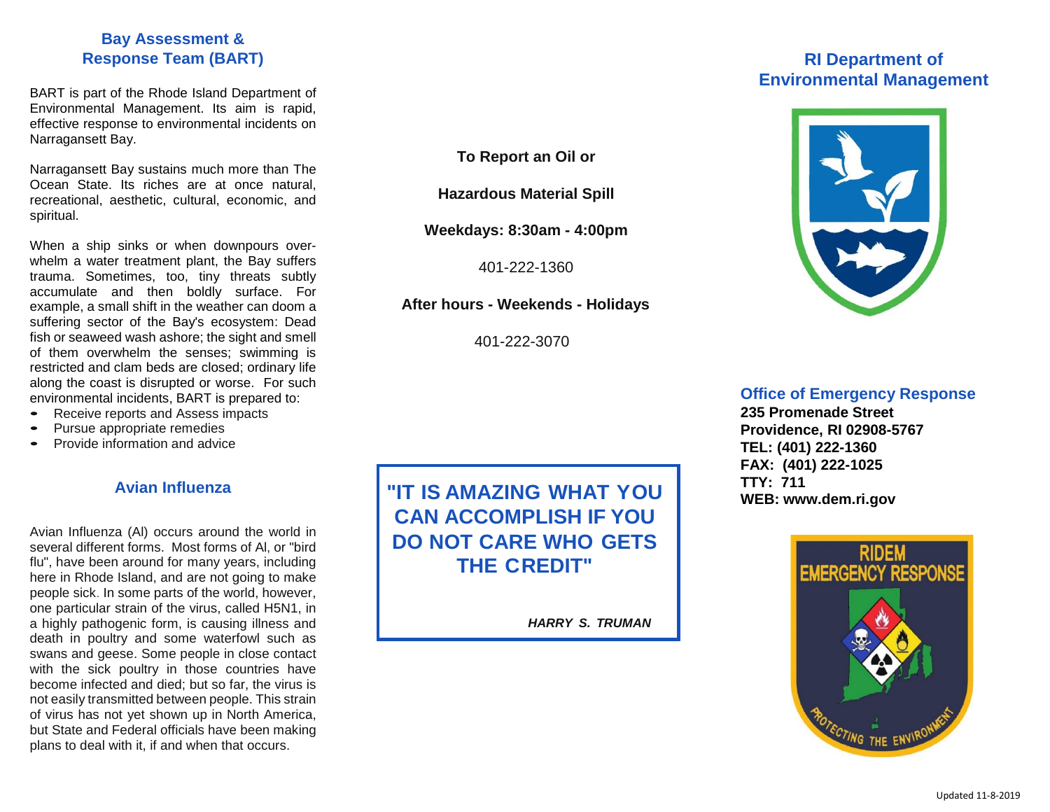## Bay Assessment & Response Team (BART)

BART is part of the Rhode Island Department of Environmental Management. Its aim is rapid, effective response to environmental incidents on Narragansett Bay.

Narragansett Bay sustains much more than The Ocean State. Its riches are at once natural, recreational, aesthetic, cultural, economic, and spiritual.

When a ship sinks or when downpours overwhelm a water treatment plant, the Bay suffers trauma. Sometimes, too, tiny threats subtly accumulate and then boldly surface. For example, a small shift in the weather can doom a suffering sector of the Bay's ecosystem: Dead fish or seaweed wash ashore; the sight and smell of them overwhelm the senses; swimming is restricted and clam beds are closed; ordinary life along the coast is disrupted or worse. For such environmental incidents, BART is prepared to:

- Receive reports and Assess impacts
- Pursue appropriate remedies
- Provide information and advice

## Avian Influenza

Avian Influenza (AI) occurs around the world in several different forms. Most forms of AI, or "bird flu", have been around for many years, including here in Rhode Island, and are not going to make people sick. In some parts of the world, however, one particular strain of the virus, called H5N1, in a highly pathogenic form, is causing illness and death in poultry and some waterfowl such as swans and geese. Some people in close contact with the sick poultry in those countries have become infected and died; but so far, the virus is not easily transmitted between people. This strain of virus has not yet shown up in North America, but State and Federal officials have been making plans to deal with it, if and when that occurs.

**To Report an Oil or**

**Hazardous Material Spill**

**Weekdays: 8:30am - 4:00pm**

401-222-1360

**After hours - Weekends - Holidays**

401-222-3070

> **"IT IS AMAZING WHAT YOU CAN ACCOMPLISH IF YOU DO NOT CARE WHO GETS THE CREDIT"**
>
> ***HARRY S. TRUMAN***

## RI Department of Environmental Management

### Office of Emergency Response

**235 Promenade Street**
**Providence, RI 02908-5767**
**TEL: (401) 222-1360**
**FAX: (401) 222-1025**
**TTY: 711**
**WEB: www.dem.ri.gov**

RIDEM EMERGENCY RESPONSE
PROTECTING THE ENVIRONMENT

Updated 11-8-2019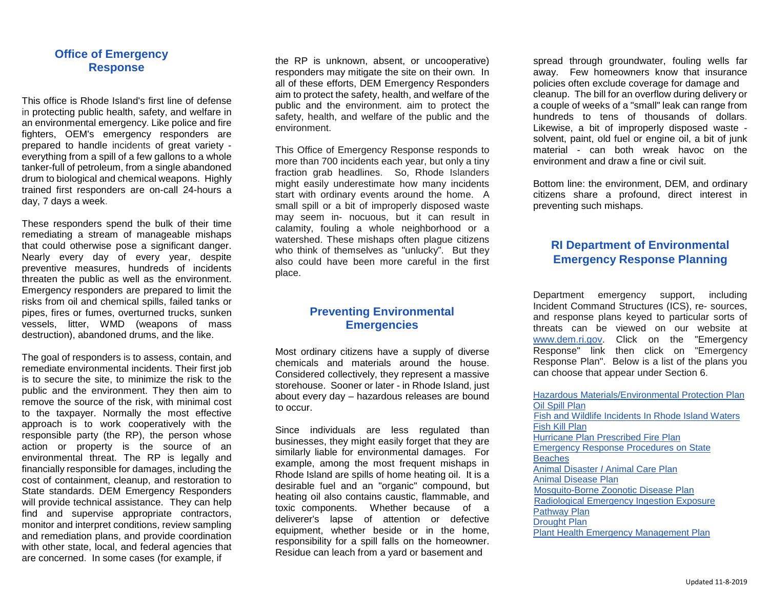## Office of Emergency Response

This office is Rhode Island's first line of defense in protecting public health, safety, and welfare in an environmental emergency. Like police and fire fighters, OEM's emergency responders are prepared to handle incidents of great variety - everything from a spill of a few gallons to a whole tanker-full of petroleum, from a single abandoned drum to biological and chemical weapons. Highly trained first responders are on-call 24-hours a day, 7 days a week.

These responders spend the bulk of their time remediating a stream of manageable mishaps that could otherwise pose a significant danger. Nearly every day of every year, despite preventive measures, hundreds of incidents threaten the public as well as the environment. Emergency responders are prepared to limit the risks from oil and chemical spills, failed tanks or pipes, fires or fumes, overturned trucks, sunken vessels, litter, WMD (weapons of mass destruction), abandoned drums, and the like.

The goal of responders is to assess, contain, and remediate environmental incidents. Their first job is to secure the site, to minimize the risk to the public and the environment. They then aim to remove the source of the risk, with minimal cost to the taxpayer. Normally the most effective approach is to work cooperatively with the responsible party (the RP), the person whose action or property is the source of an environmental threat. The RP is legally and financially responsible for damages, including the cost of containment, cleanup, and restoration to State standards. DEM Emergency Responders will provide technical assistance. They can help find and supervise appropriate contractors, monitor and interpret conditions, review sampling and remediation plans, and provide coordination with other state, local, and federal agencies that are concerned. In some cases (for example, if the RP is unknown, absent, or uncooperative) responders may mitigate the site on their own. In all of these efforts, DEM Emergency Responders aim to protect the safety, health, and welfare of the public and the environment. aim to protect the safety, health, and welfare of the public and the environment.

This Office of Emergency Response responds to more than 700 incidents each year, but only a tiny fraction grab headlines. So, Rhode Islanders might easily underestimate how many incidents start with ordinary events around the home. A small spill or a bit of improperly disposed waste may seem in- nocuous, but it can result in calamity, fouling a whole neighborhood or a watershed. These mishaps often plague citizens who think of themselves as "unlucky". But they also could have been more careful in the first place.

## Preventing Environmental Emergencies

Most ordinary citizens have a supply of diverse chemicals and materials around the house. Considered collectively, they represent a massive storehouse. Sooner or later - in Rhode Island, just about every day – hazardous releases are bound to occur.

Since individuals are less regulated than businesses, they might easily forget that they are similarly liable for environmental damages. For example, among the most frequent mishaps in Rhode Island are spills of home heating oil. It is a desirable fuel and an "organic" compound, but heating oil also contains caustic, flammable, and toxic components. Whether because of a deliverer's lapse of attention or defective equipment, whether beside or in the home, responsibility for a spill falls on the homeowner. Residue can leach from a yard or basement and spread through groundwater, fouling wells far away. Few homeowners know that insurance policies often exclude coverage for damage and cleanup. The bill for an overflow during delivery or a couple of weeks of a "small" leak can range from hundreds to tens of thousands of dollars. Likewise, a bit of improperly disposed waste - solvent, paint, old fuel or engine oil, a bit of junk material - can both wreak havoc on the environment and draw a fine or civil suit.

Bottom line: the environment, DEM, and ordinary citizens share a profound, direct interest in preventing such mishaps.

## RI Department of Environmental Emergency Response Planning

Department emergency support, including Incident Command Structures (ICS), re- sources, and response plans keyed to particular sorts of threats can be viewed on our website at www.dem.ri.gov. Click on the "Emergency Response" link then click on "Emergency Response Plan". Below is a list of the plans you can choose that appear under Section 6.

Hazardous Materials/Environmental Protection Plan
Oil Spill Plan
Fish and Wildlife Incidents In Rhode Island Waters
Fish Kill Plan
Hurricane Plan Prescribed Fire Plan
Emergency Response Procedures on State Beaches
Animal Disaster / Animal Care Plan
Animal Disease Plan
Mosquito-Borne Zoonotic Disease Plan
Radiological Emergency Ingestion Exposure Pathway Plan
Drought Plan
Plant Health Emergency Management Plan

Updated 11-8-2019